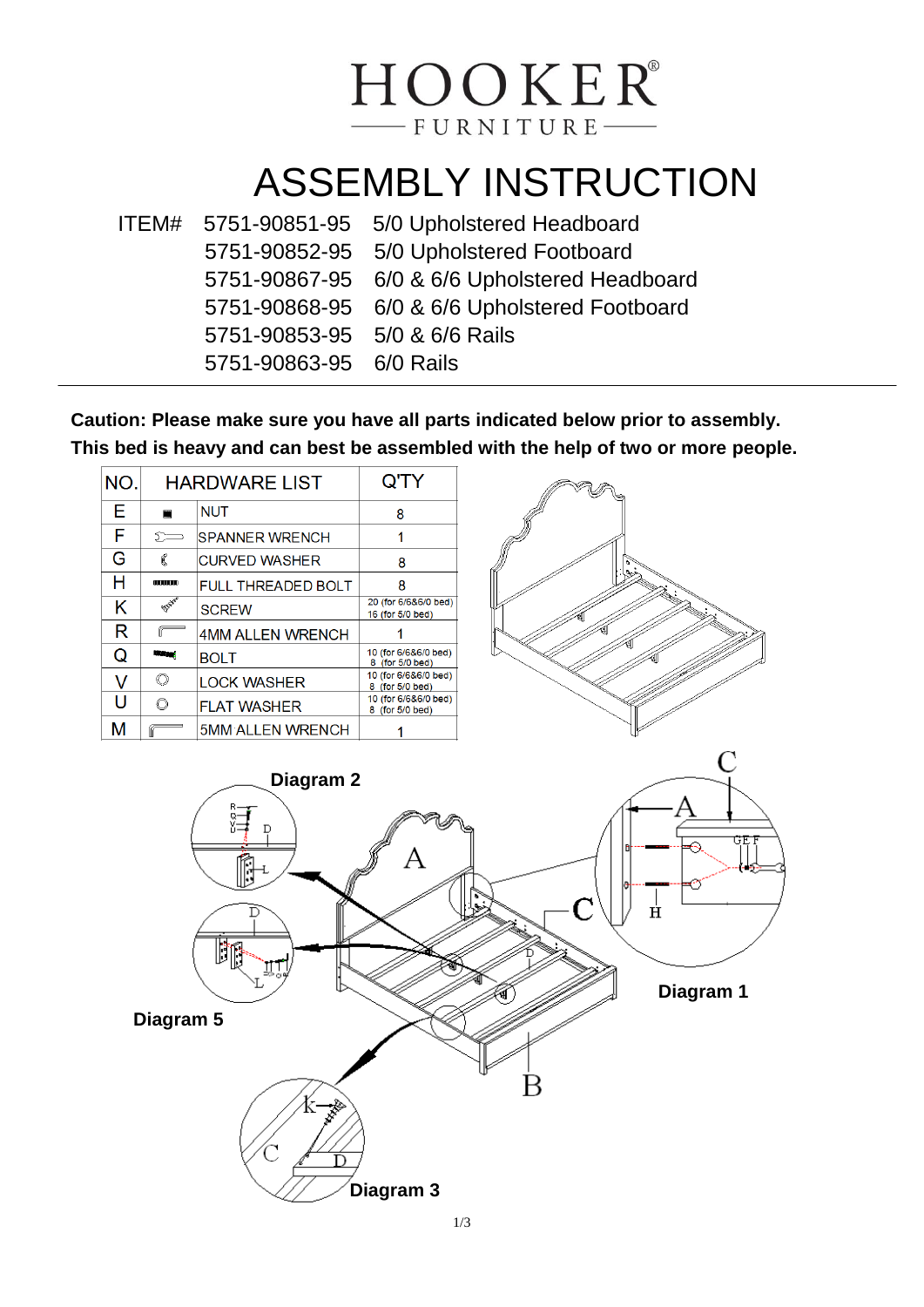# HOOKER® FURNITURE

# ASSEMBLY INSTRUCTION

| ITEM# | | |
|---|---|---|
| | 5751-90851-95 | 5/0 Upholstered Headboard |
| | 5751-90852-95 | 5/0 Upholstered Footboard |
| | 5751-90867-95 | 6/0 & 6/6 Upholstered Headboard |
| | 5751-90868-95 | 6/0 & 6/6 Upholstered Footboard |
| | 5751-90853-95 | 5/0 & 6/6 Rails |
| | 5751-90863-95 | 6/0 Rails |

**Caution: Please make sure you have all parts indicated below prior to assembly.**
**This bed is heavy and can best be assembled with the help of two or more people.**

| NO. | HARDWARE LIST | Q'TY |
|---|---|---|
| E | NUT | 8 |
| F | SPANNER WRENCH | 1 |
| G | CURVED WASHER | 8 |
| H | FULL THREADED BOLT | 8 |
| K | SCREW | 20 (for 6/6&6/0 bed) 16 (for 5/0 bed) |
| R | 4MM ALLEN WRENCH | 1 |
| Q | BOLT | 10 (for 6/6&6/0 bed) 8 (for 5/0 bed) |
| V | LOCK WASHER | 10 (for 6/6&6/0 bed) 8 (for 5/0 bed) |
| U | FLAT WASHER | 10 (for 6/6&6/0 bed) 8 (for 5/0 bed) |
| M | 5MM ALLEN WRENCH | 1 |

Diagram 2

Diagram 1

Diagram 5

Diagram 3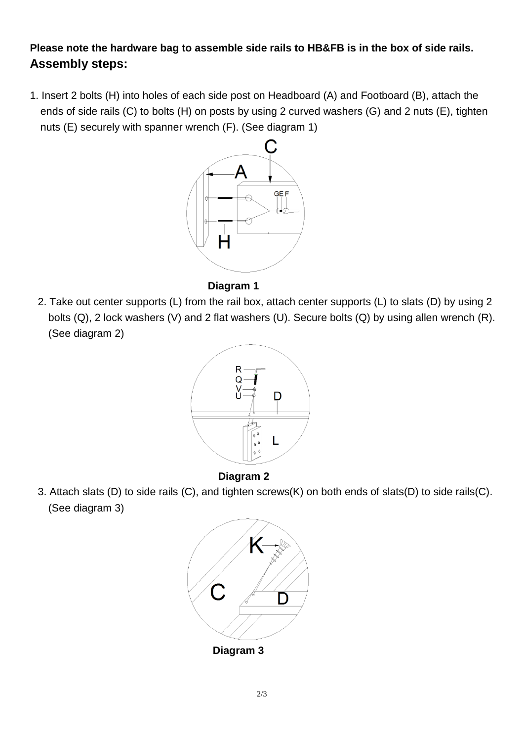**Please note the hardware bag to assemble side rails to HB&FB is in the box of side rails.**

## Assembly steps:

1. Insert 2 bolts (H) into holes of each side post on Headboard (A) and Footboard (B), attach the ends of side rails (C) to bolts (H) on posts by using 2 curved washers (G) and 2 nuts (E), tighten nuts (E) securely with spanner wrench (F). (See diagram 1)

**Diagram 1**

2. Take out center supports (L) from the rail box, attach center supports (L) to slats (D) by using 2 bolts (Q), 2 lock washers (V) and 2 flat washers (U). Secure bolts (Q) by using allen wrench (R). (See diagram 2)

**Diagram 2**

3. Attach slats (D) to side rails (C), and tighten screws(K) on both ends of slats(D) to side rails(C). (See diagram 3)

**Diagram 3**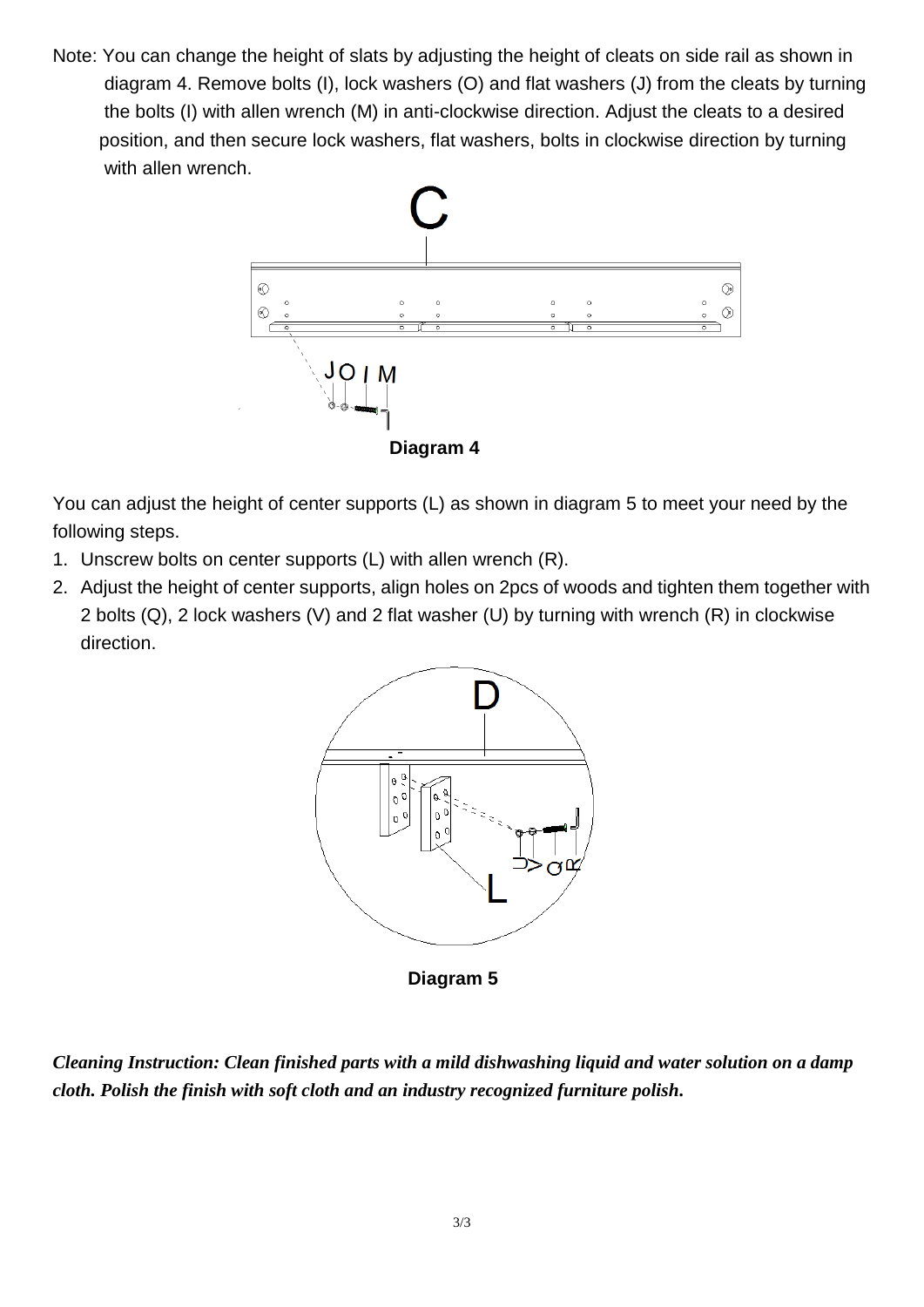Note: You can change the height of slats by adjusting the height of cleats on side rail as shown in diagram 4. Remove bolts (I), lock washers (O) and flat washers (J) from the cleats by turning the bolts (I) with allen wrench (M) in anti-clockwise direction. Adjust the cleats to a desired position, and then secure lock washers, flat washers, bolts in clockwise direction by turning with allen wrench.

C

J O I M

**Diagram 4**

You can adjust the height of center supports (L) as shown in diagram 5 to meet your need by the following steps.

1. Unscrew bolts on center supports (L) with allen wrench (R).
2. Adjust the height of center supports, align holes on 2pcs of woods and tighten them together with 2 bolts (Q), 2 lock washers (V) and 2 flat washer (U) by turning with wrench (R) in clockwise direction.

D

U V Q R

L

**Diagram 5**

***Cleaning Instruction: Clean finished parts with a mild dishwashing liquid and water solution on a damp cloth. Polish the finish with soft cloth and an industry recognized furniture polish.***